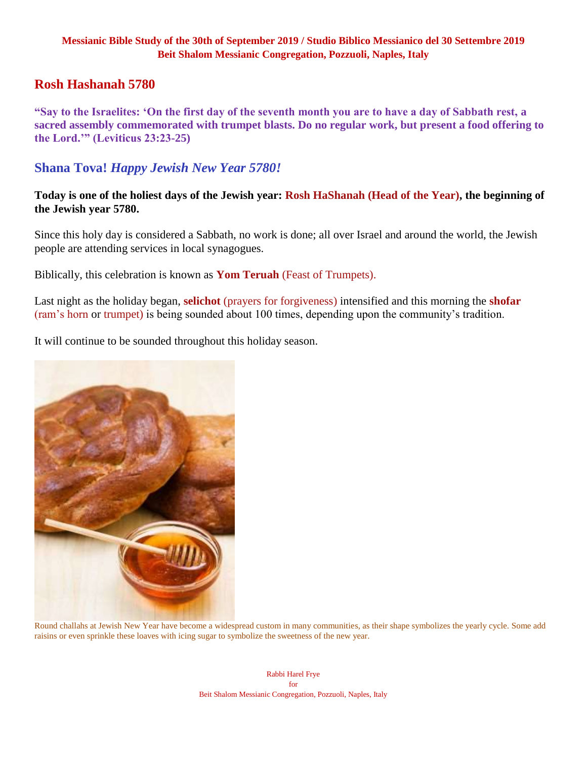**Messianic Bible Study of the 30th of September 2019 / Studio Biblico Messianico del 30 Settembre 2019**
**Beit Shalom Messianic Congregation, Pozzuoli, Naples, Italy**

## Rosh Hashanah 5780

**"Say to the Israelites: 'On the first day of the seventh month you are to have a day of Sabbath rest, a sacred assembly commemorated with trumpet blasts. Do no regular work, but present a food offering to the Lord.'" (Leviticus 23:23-25)**

## Shana Tova! *Happy Jewish New Year 5780!*

**Today is one of the holiest days of the Jewish year: Rosh HaShanah (Head of the Year), the beginning of the Jewish year 5780.**

Since this holy day is considered a Sabbath, no work is done; all over Israel and around the world, the Jewish people are attending services in local synagogues.

Biblically, this celebration is known as **Yom Teruah** (Feast of Trumpets).

Last night as the holiday began, **selichot** (prayers for forgiveness) intensified and this morning the **shofar** (ram's horn or trumpet) is being sounded about 100 times, depending upon the community's tradition.

It will continue to be sounded throughout this holiday season.

Round challahs at Jewish New Year have become a widespread custom in many communities, as their shape symbolizes the yearly cycle. Some add raisins or even sprinkle these loaves with icing sugar to symbolize the sweetness of the new year.

Rabbi Harel Frye
for
Beit Shalom Messianic Congregation, Pozzuoli, Naples, Italy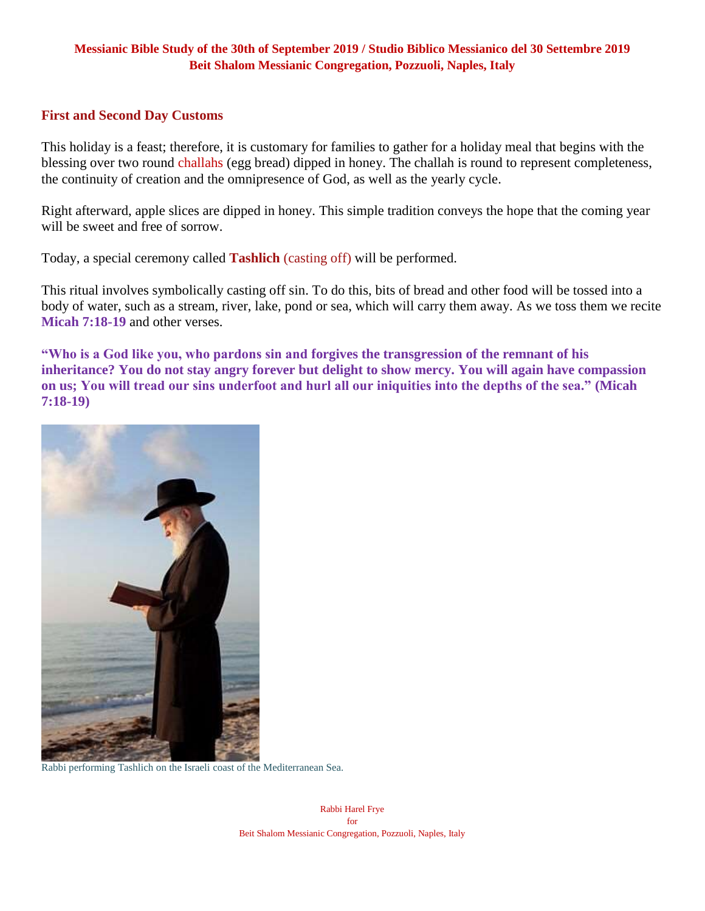## First and Second Day Customs

This holiday is a feast; therefore, it is customary for families to gather for a holiday meal that begins with the blessing over two round challahs (egg bread) dipped in honey. The challah is round to represent completeness, the continuity of creation and the omnipresence of God, as well as the yearly cycle.

Right afterward, apple slices are dipped in honey. This simple tradition conveys the hope that the coming year will be sweet and free of sorrow.

Today, a special ceremony called **Tashlich** (casting off) will be performed.

This ritual involves symbolically casting off sin. To do this, bits of bread and other food will be tossed into a body of water, such as a stream, river, lake, pond or sea, which will carry them away. As we toss them we recite **Micah 7:18-19** and other verses.

**"Who is a God like you, who pardons sin and forgives the transgression of the remnant of his inheritance? You do not stay angry forever but delight to show mercy. You will again have compassion on us; You will tread our sins underfoot and hurl all our iniquities into the depths of the sea." (Micah 7:18-19)**

Rabbi performing Tashlich on the Israeli coast of the Mediterranean Sea.

Rabbi Harel Frye
for
Beit Shalom Messianic Congregation, Pozzuoli, Naples, Italy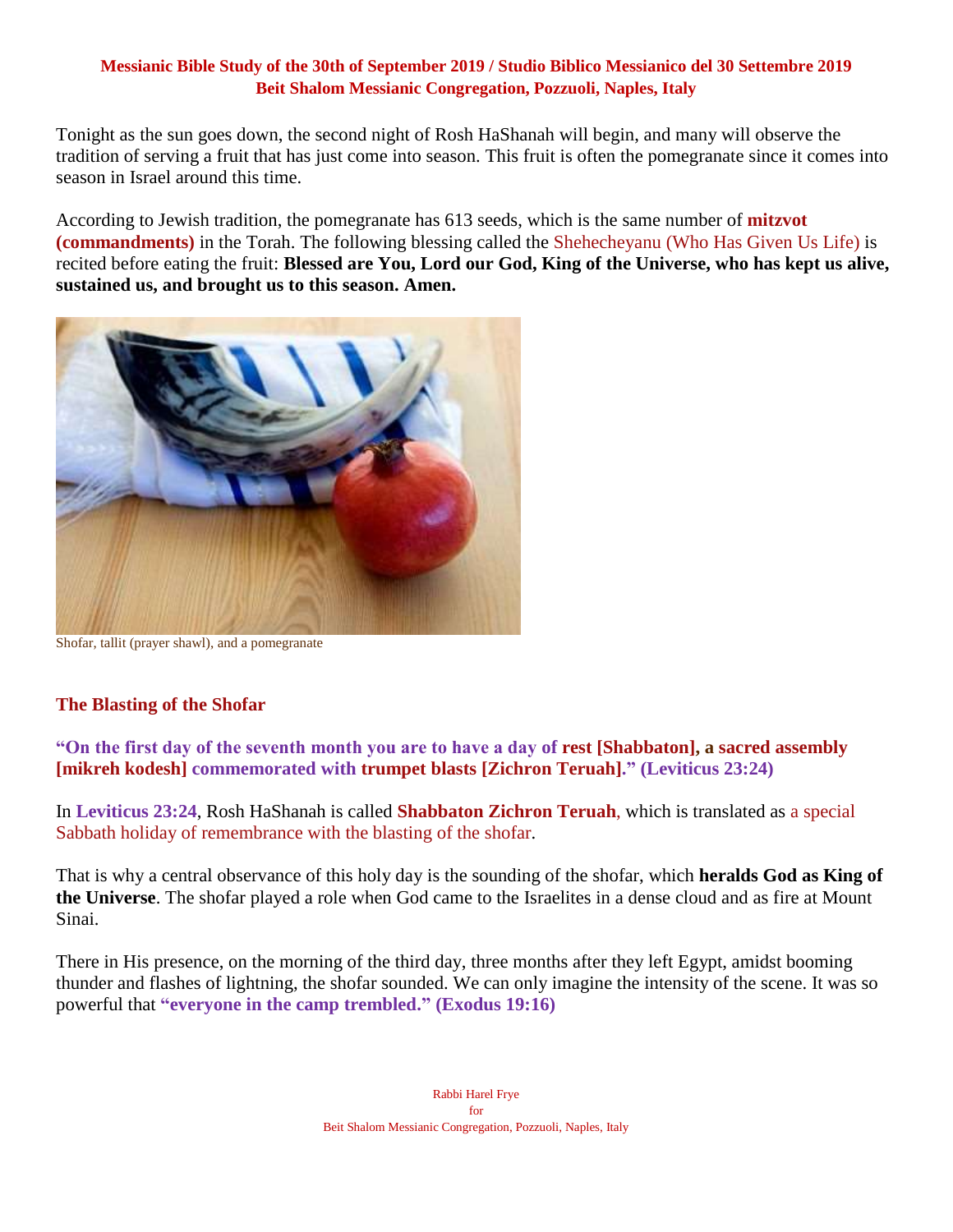**Messianic Bible Study of the 30th of September 2019 / Studio Biblico Messianico del 30 Settembre 2019**
**Beit Shalom Messianic Congregation, Pozzuoli, Naples, Italy**

Tonight as the sun goes down, the second night of Rosh HaShanah will begin, and many will observe the tradition of serving a fruit that has just come into season. This fruit is often the pomegranate since it comes into season in Israel around this time.

According to Jewish tradition, the pomegranate has 613 seeds, which is the same number of **mitzvot (commandments)** in the Torah. The following blessing called the Shehecheyanu (Who Has Given Us Life) is recited before eating the fruit: **Blessed are You, Lord our God, King of the Universe, who has kept us alive, sustained us, and brought us to this season. Amen.**

Shofar, tallit (prayer shawl), and a pomegranate

### The Blasting of the Shofar

**"On the first day of the seventh month you are to have a day of rest [Shabbaton], a sacred assembly [mikreh kodesh] commemorated with trumpet blasts [Zichron Teruah]." (Leviticus 23:24)**

In **Leviticus 23:24**, Rosh HaShanah is called **Shabbaton Zichron Teruah**, which is translated as a special Sabbath holiday of remembrance with the blasting of the shofar.

That is why a central observance of this holy day is the sounding of the shofar, which **heralds God as King of the Universe**. The shofar played a role when God came to the Israelites in a dense cloud and as fire at Mount Sinai.

There in His presence, on the morning of the third day, three months after they left Egypt, amidst booming thunder and flashes of lightning, the shofar sounded. We can only imagine the intensity of the scene. It was so powerful that **"everyone in the camp trembled." (Exodus 19:16)**

Rabbi Harel Frye
for
Beit Shalom Messianic Congregation, Pozzuoli, Naples, Italy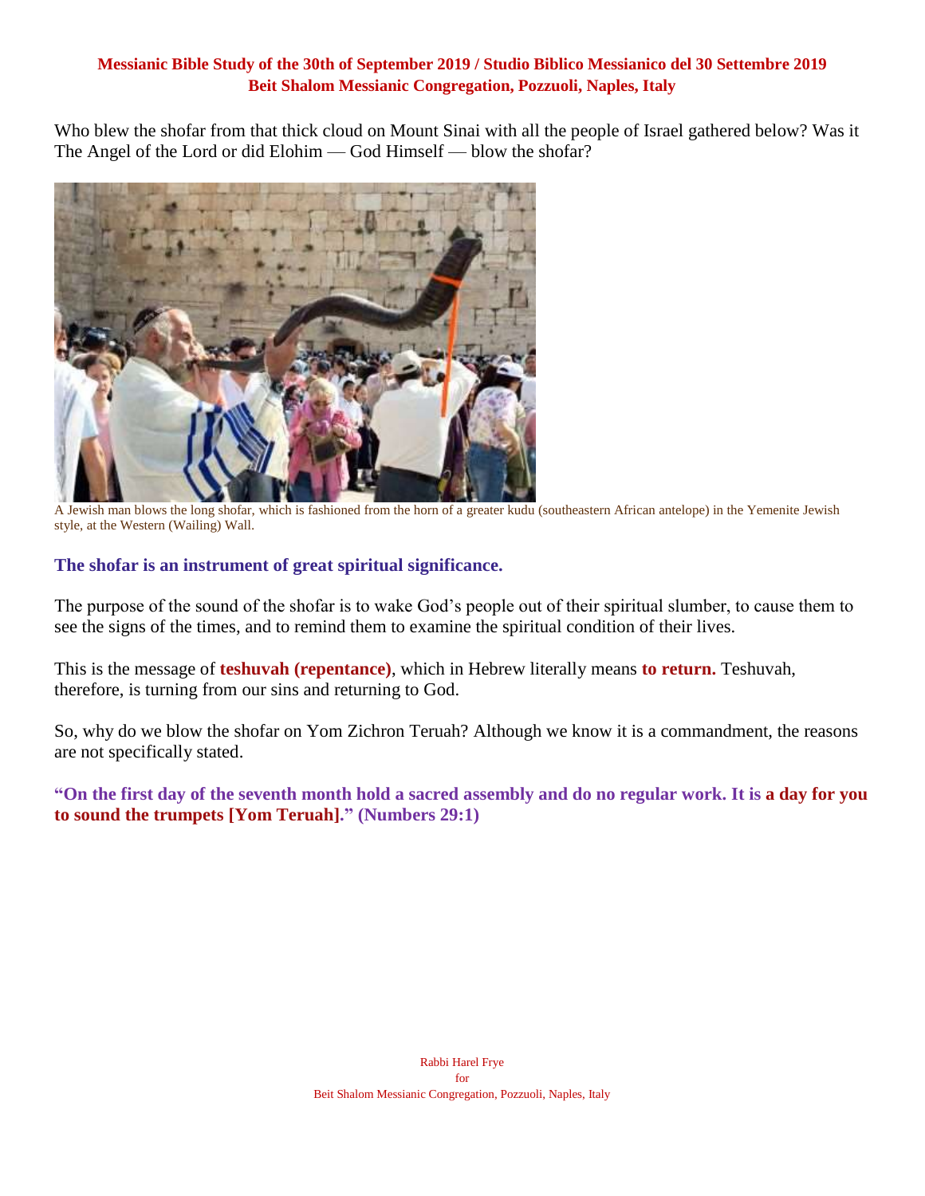Who blew the shofar from that thick cloud on Mount Sinai with all the people of Israel gathered below? Was it The Angel of the Lord or did Elohim — God Himself — blow the shofar?

A Jewish man blows the long shofar, which is fashioned from the horn of a greater kudu (southeastern African antelope) in the Yemenite Jewish style, at the Western (Wailing) Wall.

**The shofar is an instrument of great spiritual significance.**

The purpose of the sound of the shofar is to wake God's people out of their spiritual slumber, to cause them to see the signs of the times, and to remind them to examine the spiritual condition of their lives.

This is the message of **teshuvah (repentance)**, which in Hebrew literally means **to return.** Teshuvah, therefore, is turning from our sins and returning to God.

So, why do we blow the shofar on Yom Zichron Teruah? Although we know it is a commandment, the reasons are not specifically stated.

**"On the first day of the seventh month hold a sacred assembly and do no regular work. It is a day for you to sound the trumpets [Yom Teruah]." (Numbers 29:1)**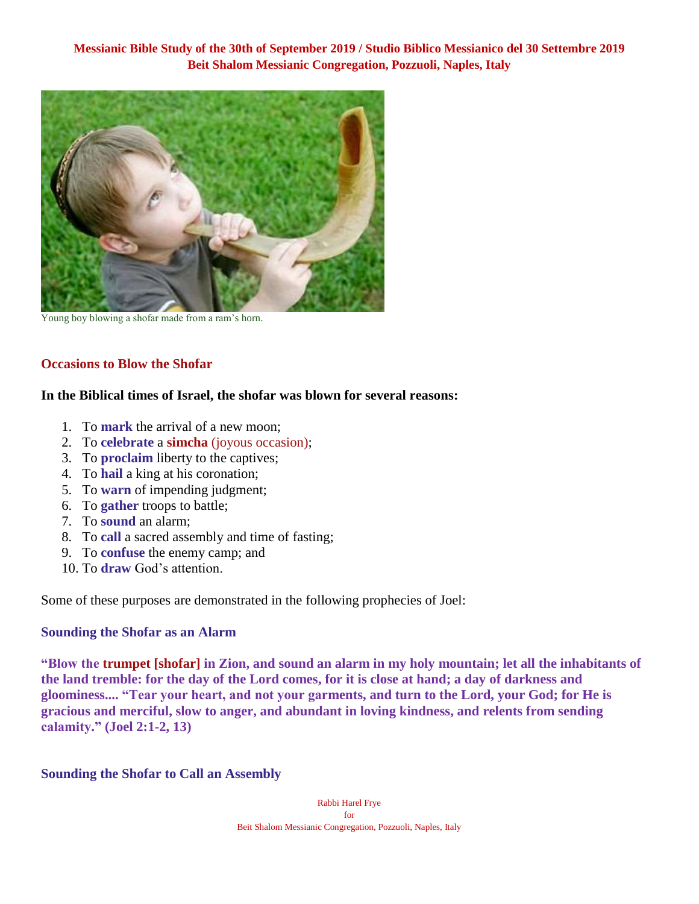**Messianic Bible Study of the 30th of September 2019 / Studio Biblico Messianico del 30 Settembre 2019**
**Beit Shalom Messianic Congregation, Pozzuoli, Naples, Italy**

Young boy blowing a shofar made from a ram's horn.

## Occasions to Blow the Shofar

**In the Biblical times of Israel, the shofar was blown for several reasons:**

1. To **mark** the arrival of a new moon;
2. To **celebrate** a **simcha** (joyous occasion);
3. To **proclaim** liberty to the captives;
4. To **hail** a king at his coronation;
5. To **warn** of impending judgment;
6. To **gather** troops to battle;
7. To **sound** an alarm;
8. To **call** a sacred assembly and time of fasting;
9. To **confuse** the enemy camp; and
10. To **draw** God's attention.

Some of these purposes are demonstrated in the following prophecies of Joel:

### Sounding the Shofar as an Alarm

**"Blow the trumpet [shofar] in Zion, and sound an alarm in my holy mountain; let all the inhabitants of the land tremble: for the day of the Lord comes, for it is close at hand; a day of darkness and gloominess.... "Tear your heart, and not your garments, and turn to the Lord, your God; for He is gracious and merciful, slow to anger, and abundant in loving kindness, and relents from sending calamity." (Joel 2:1-2, 13)**

### Sounding the Shofar to Call an Assembly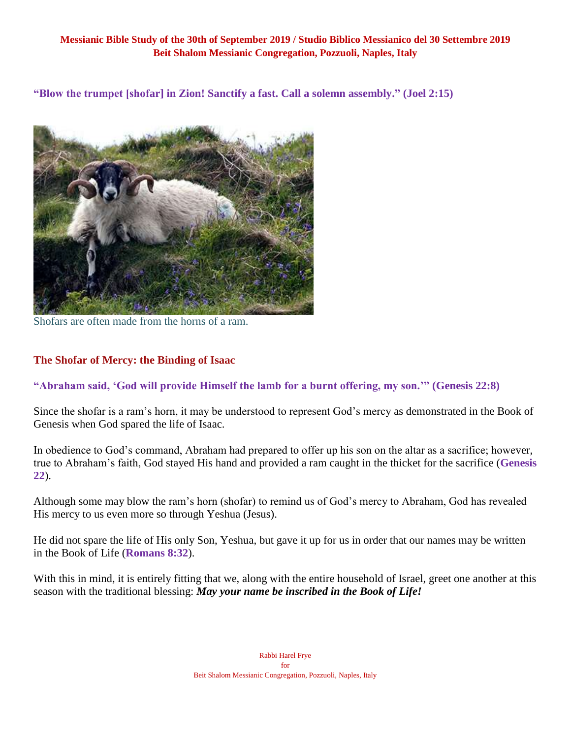**Messianic Bible Study of the 30th of September 2019 / Studio Biblico Messianico del 30 Settembre 2019**
**Beit Shalom Messianic Congregation, Pozzuoli, Naples, Italy**

**"Blow the trumpet [shofar] in Zion! Sanctify a fast. Call a solemn assembly." (Joel 2:15)**

Shofars are often made from the horns of a ram.

## The Shofar of Mercy: the Binding of Isaac

**"Abraham said, 'God will provide Himself the lamb for a burnt offering, my son.'" (Genesis 22:8)**

Since the shofar is a ram's horn, it may be understood to represent God's mercy as demonstrated in the Book of Genesis when God spared the life of Isaac.

In obedience to God's command, Abraham had prepared to offer up his son on the altar as a sacrifice; however, true to Abraham's faith, God stayed His hand and provided a ram caught in the thicket for the sacrifice (**Genesis 22**).

Although some may blow the ram's horn (shofar) to remind us of God's mercy to Abraham, God has revealed His mercy to us even more so through Yeshua (Jesus).

He did not spare the life of His only Son, Yeshua, but gave it up for us in order that our names may be written in the Book of Life (**Romans 8:32**).

With this in mind, it is entirely fitting that we, along with the entire household of Israel, greet one another at this season with the traditional blessing: ***May your name be inscribed in the Book of Life!***

Rabbi Harel Frye
for
Beit Shalom Messianic Congregation, Pozzuoli, Naples, Italy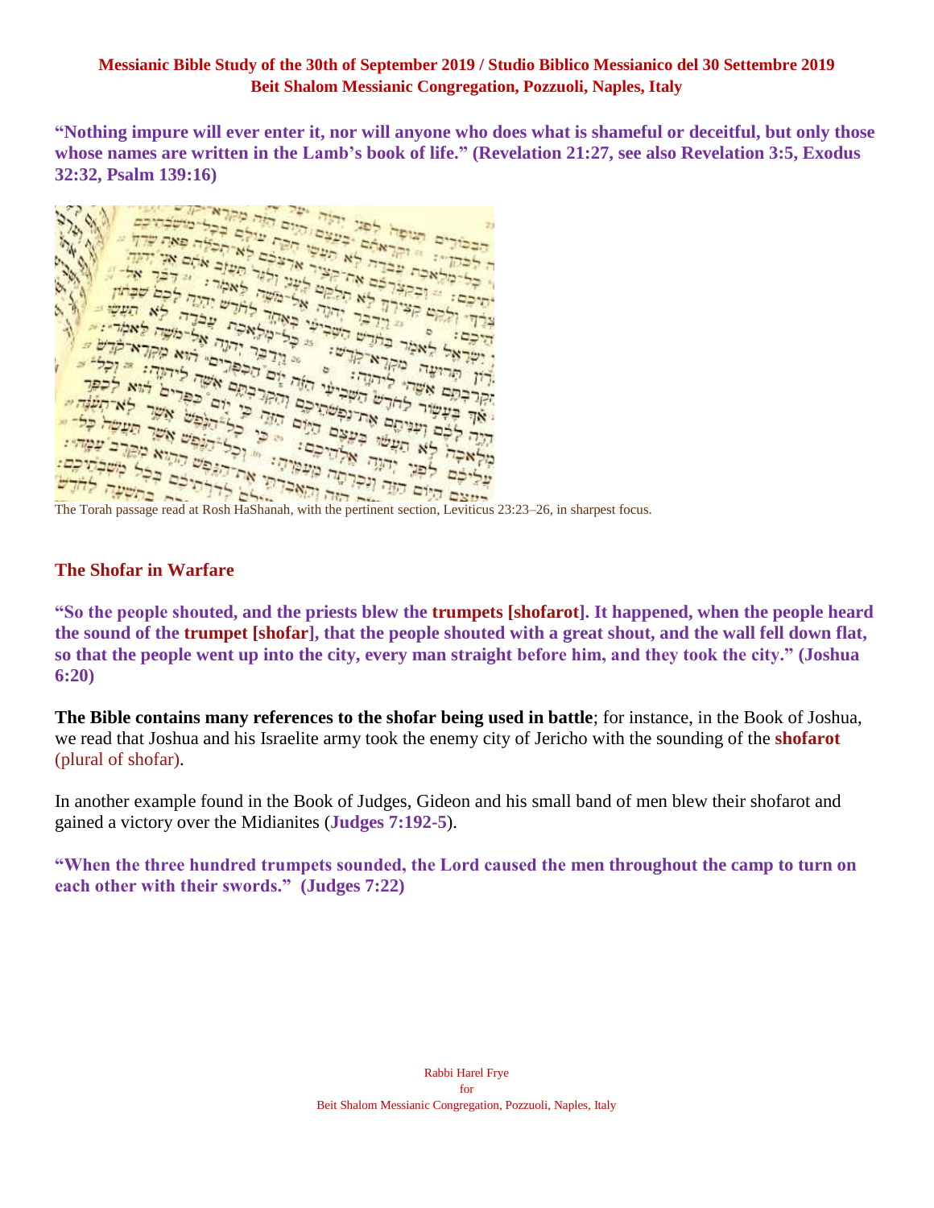**Messianic Bible Study of the 30th of September 2019 / Studio Biblico Messianico del 30 Settembre 2019**
**Beit Shalom Messianic Congregation, Pozzuoli, Naples, Italy**

**"Nothing impure will ever enter it, nor will anyone who does what is shameful or deceitful, but only those whose names are written in the Lamb's book of life." (Revelation 21:27, see also Revelation 3:5, Exodus 32:32, Psalm 139:16)**

The Torah passage read at Rosh HaShanah, with the pertinent section, Leviticus 23:23–26, in sharpest focus.

## The Shofar in Warfare

**"So the people shouted, and the priests blew the trumpets [shofarot]. It happened, when the people heard the sound of the trumpet [shofar], that the people shouted with a great shout, and the wall fell down flat, so that the people went up into the city, every man straight before him, and they took the city." (Joshua 6:20)**

**The Bible contains many references to the shofar being used in battle**; for instance, in the Book of Joshua, we read that Joshua and his Israelite army took the enemy city of Jericho with the sounding of the **shofarot** (plural of shofar).

In another example found in the Book of Judges, Gideon and his small band of men blew their shofarot and gained a victory over the Midianites (**Judges 7:192-5**).

**"When the three hundred trumpets sounded, the Lord caused the men throughout the camp to turn on each other with their swords." (Judges 7:22)**

Rabbi Harel Frye
for
Beit Shalom Messianic Congregation, Pozzuoli, Naples, Italy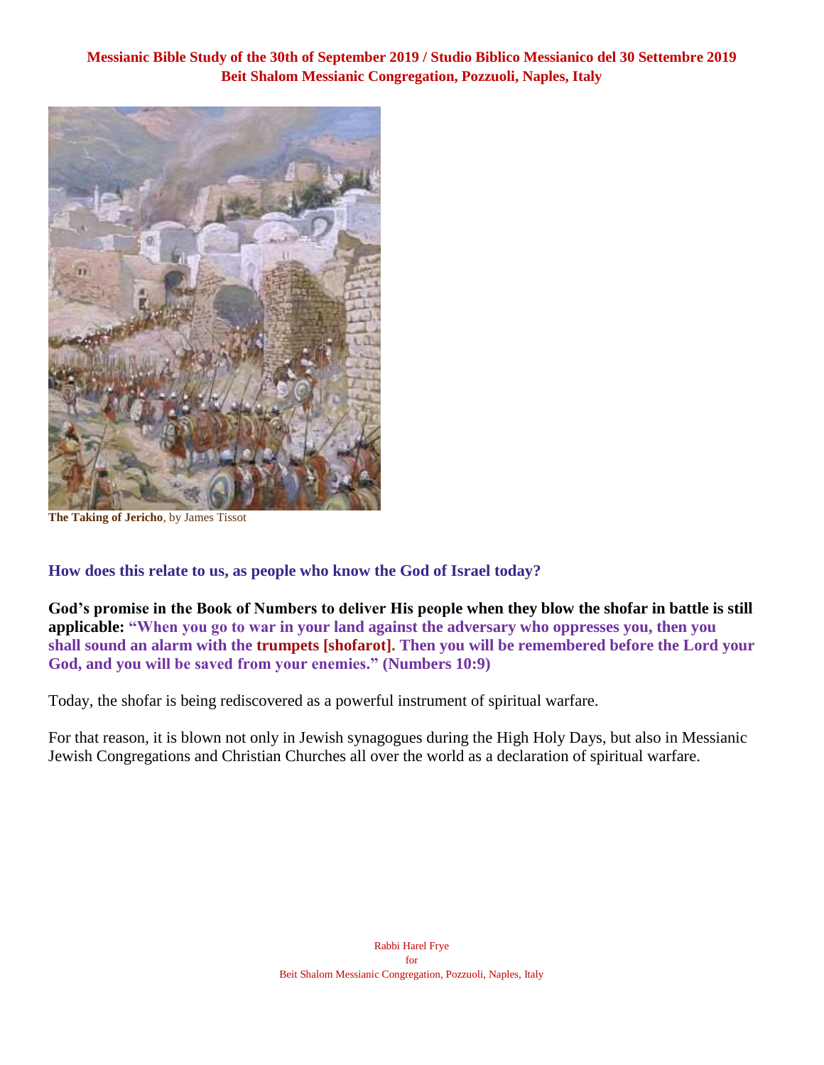**The Taking of Jericho**, by James Tissot

**How does this relate to us, as people who know the God of Israel today?**

**God's promise in the Book of Numbers to deliver His people when they blow the shofar in battle is still applicable: "When you go to war in your land against the adversary who oppresses you, then you shall sound an alarm with the trumpets [shofarot]. Then you will be remembered before the Lord your God, and you will be saved from your enemies." (Numbers 10:9)**

Today, the shofar is being rediscovered as a powerful instrument of spiritual warfare.

For that reason, it is blown not only in Jewish synagogues during the High Holy Days, but also in Messianic Jewish Congregations and Christian Churches all over the world as a declaration of spiritual warfare.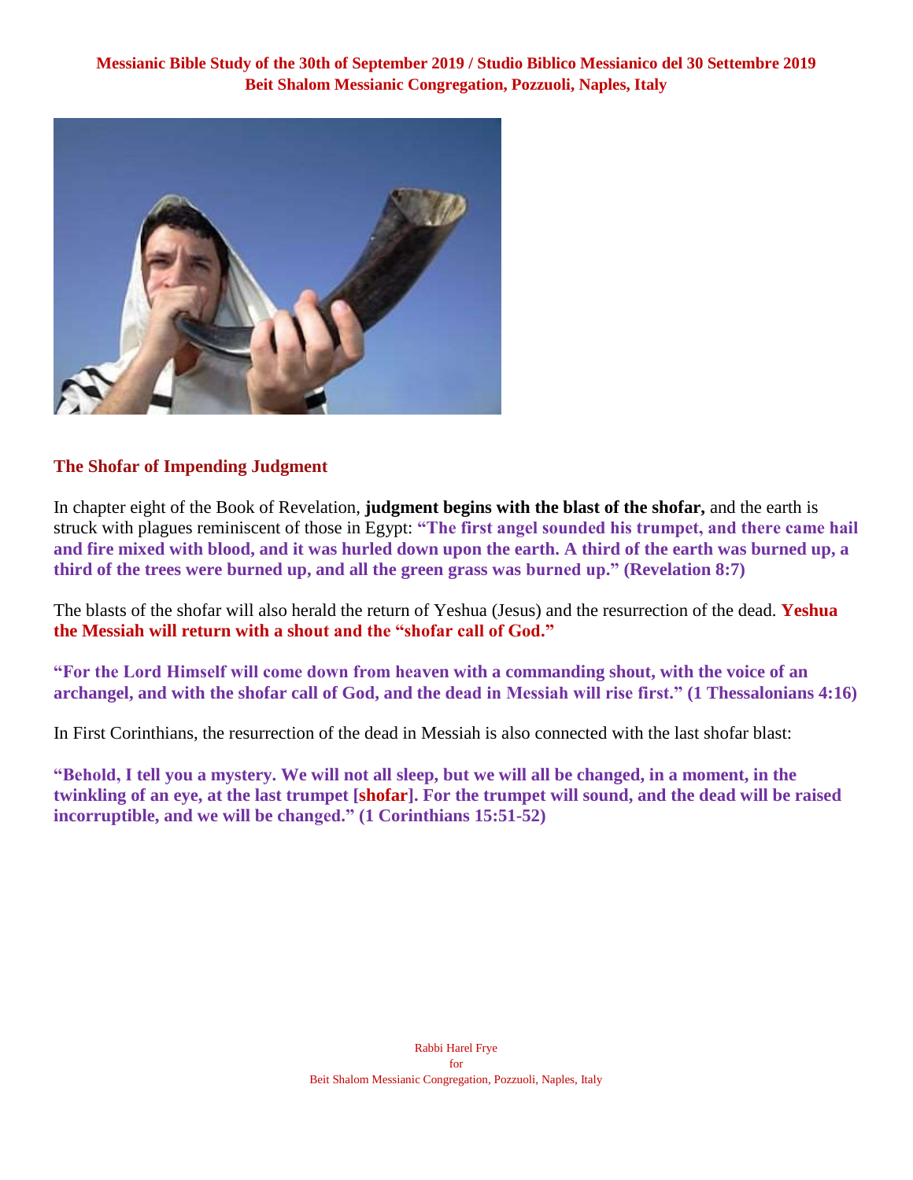## The Shofar of Impending Judgment

In chapter eight of the Book of Revelation, **judgment begins with the blast of the shofar,** and the earth is struck with plagues reminiscent of those in Egypt: **"The first angel sounded his trumpet, and there came hail and fire mixed with blood, and it was hurled down upon the earth. A third of the earth was burned up, a third of the trees were burned up, and all the green grass was burned up." (Revelation 8:7)**

The blasts of the shofar will also herald the return of Yeshua (Jesus) and the resurrection of the dead. **Yeshua the Messiah will return with a shout and the "shofar call of God."**

**"For the Lord Himself will come down from heaven with a commanding shout, with the voice of an archangel, and with the shofar call of God, and the dead in Messiah will rise first." (1 Thessalonians 4:16)**

In First Corinthians, the resurrection of the dead in Messiah is also connected with the last shofar blast:

**"Behold, I tell you a mystery. We will not all sleep, but we will all be changed, in a moment, in the twinkling of an eye, at the last trumpet [shofar]. For the trumpet will sound, and the dead will be raised incorruptible, and we will be changed." (1 Corinthians 15:51-52)**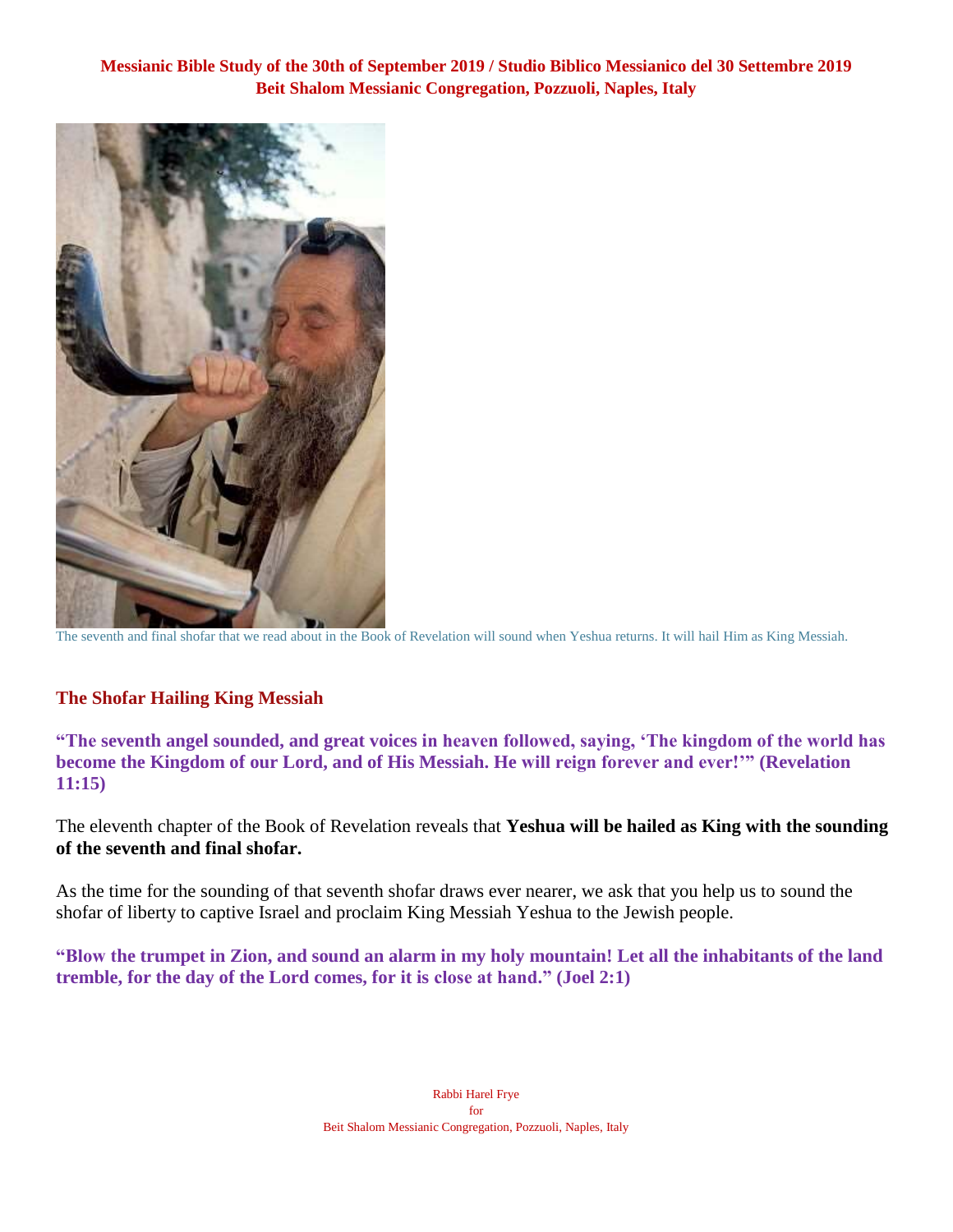**Messianic Bible Study of the 30th of September 2019 / Studio Biblico Messianico del 30 Settembre 2019**
**Beit Shalom Messianic Congregation, Pozzuoli, Naples, Italy**

The seventh and final shofar that we read about in the Book of Revelation will sound when Yeshua returns. It will hail Him as King Messiah.

## The Shofar Hailing King Messiah

**"The seventh angel sounded, and great voices in heaven followed, saying, 'The kingdom of the world has become the Kingdom of our Lord, and of His Messiah. He will reign forever and ever!'" (Revelation 11:15)**

The eleventh chapter of the Book of Revelation reveals that **Yeshua will be hailed as King with the sounding of the seventh and final shofar.**

As the time for the sounding of that seventh shofar draws ever nearer, we ask that you help us to sound the shofar of liberty to captive Israel and proclaim King Messiah Yeshua to the Jewish people.

**"Blow the trumpet in Zion, and sound an alarm in my holy mountain! Let all the inhabitants of the land tremble, for the day of the Lord comes, for it is close at hand." (Joel 2:1)**

Rabbi Harel Frye
for
Beit Shalom Messianic Congregation, Pozzuoli, Naples, Italy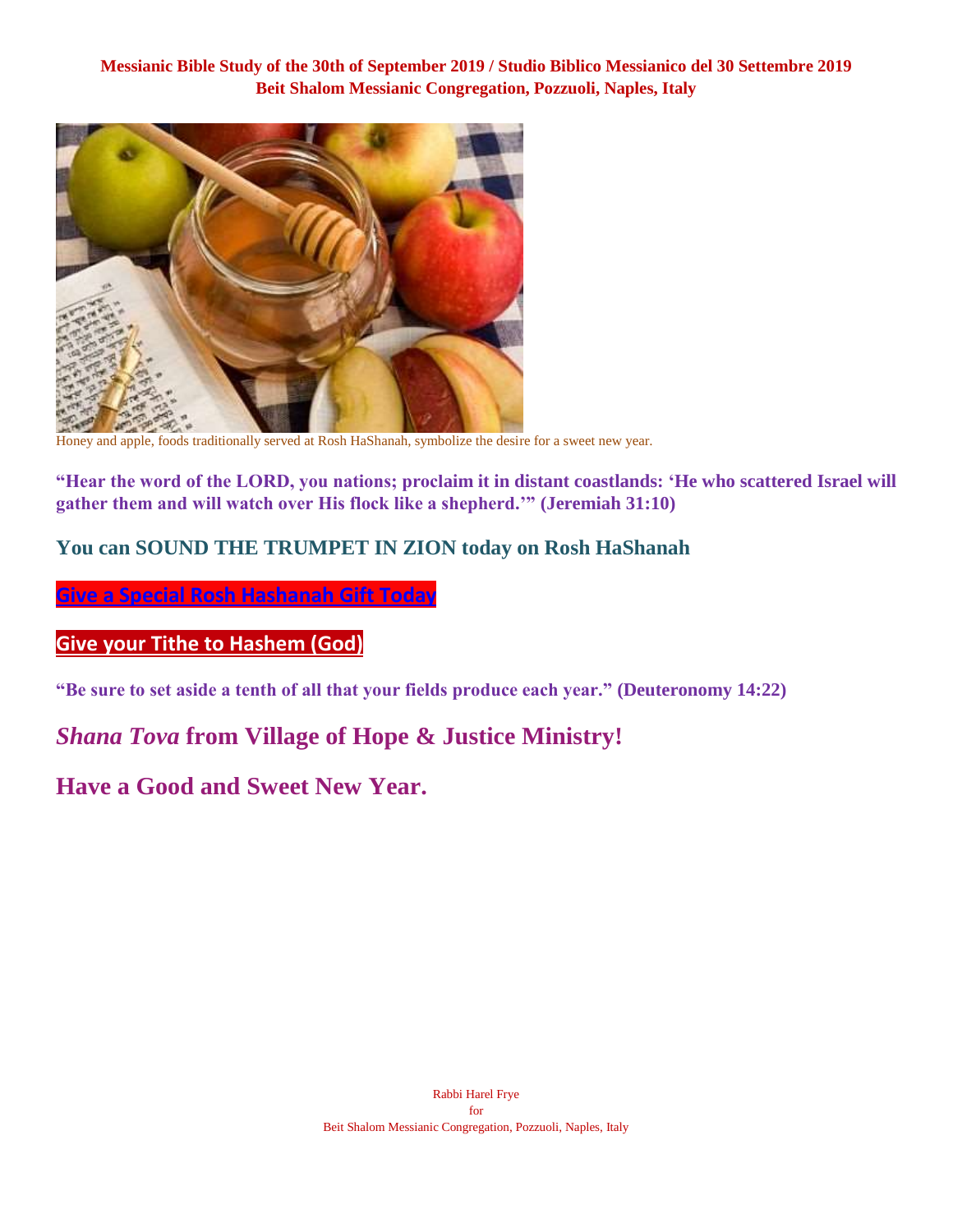**Messianic Bible Study of the 30th of September 2019 / Studio Biblico Messianico del 30 Settembre 2019**
**Beit Shalom Messianic Congregation, Pozzuoli, Naples, Italy**

Honey and apple, foods traditionally served at Rosh HaShanah, symbolize the desire for a sweet new year.

**"Hear the word of the LORD, you nations; proclaim it in distant coastlands: 'He who scattered Israel will gather them and will watch over His flock like a shepherd.'" (Jeremiah 31:10)**

### You can SOUND THE TRUMPET IN ZION today on Rosh HaShanah

**Give a Special Rosh Hashanah Gift Today**

**Give your Tithe to Hashem (God)**

**"Be sure to set aside a tenth of all that your fields produce each year." (Deuteronomy 14:22)**

## *Shana Tova* from Village of Hope & Justice Ministry!

## Have a Good and Sweet New Year.

Rabbi Harel Frye
for
Beit Shalom Messianic Congregation, Pozzuoli, Naples, Italy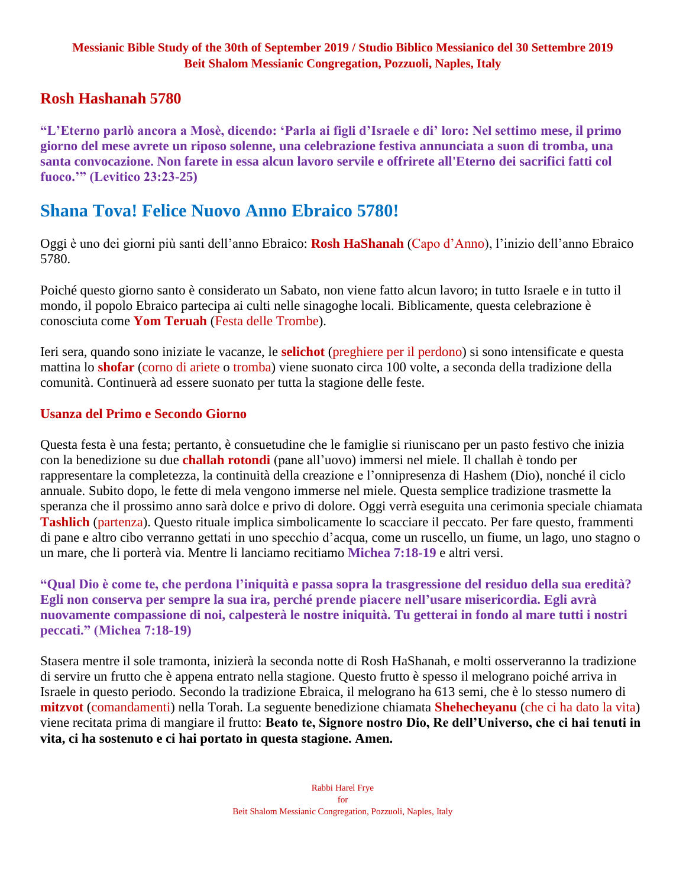**Messianic Bible Study of the 30th of September 2019 / Studio Biblico Messianico del 30 Settembre 2019**
**Beit Shalom Messianic Congregation, Pozzuoli, Naples, Italy**

## Rosh Hashanah 5780

**"L'Eterno parlò ancora a Mosè, dicendo: 'Parla ai figli d'Israele e di' loro: Nel settimo mese, il primo giorno del mese avrete un riposo solenne, una celebrazione festiva annunciata a suon di tromba, una santa convocazione. Non farete in essa alcun lavoro servile e offrirete all'Eterno dei sacrifici fatti col fuoco.'" (Levitico 23:23-25)**

# Shana Tova! Felice Nuovo Anno Ebraico 5780!

Oggi è uno dei giorni più santi dell'anno Ebraico: **Rosh HaShanah** (Capo d'Anno), l'inizio dell'anno Ebraico 5780.

Poiché questo giorno santo è considerato un Sabato, non viene fatto alcun lavoro; in tutto Israele e in tutto il mondo, il popolo Ebraico partecipa ai culti nelle sinagoghe locali. Biblicamente, questa celebrazione è conosciuta come **Yom Teruah** (Festa delle Trombe).

Ieri sera, quando sono iniziate le vacanze, le **selichot** (preghiere per il perdono) si sono intensificate e questa mattina lo **shofar** (corno di ariete o tromba) viene suonato circa 100 volte, a seconda della tradizione della comunità. Continuerà ad essere suonato per tutta la stagione delle feste.

### Usanza del Primo e Secondo Giorno

Questa festa è una festa; pertanto, è consuetudine che le famiglie si riuniscano per un pasto festivo che inizia con la benedizione su due **challah rotondi** (pane all'uovo) immersi nel miele. Il challah è tondo per rappresentare la completezza, la continuità della creazione e l'onnipresenza di Hashem (Dio), nonché il ciclo annuale. Subito dopo, le fette di mela vengono immerse nel miele. Questa semplice tradizione trasmette la speranza che il prossimo anno sarà dolce e privo di dolore. Oggi verrà eseguita una cerimonia speciale chiamata **Tashlich** (partenza). Questo rituale implica simbolicamente lo scacciare il peccato. Per fare questo, frammenti di pane e altro cibo verranno gettati in uno specchio d'acqua, come un ruscello, un fiume, un lago, uno stagno o un mare, che li porterà via. Mentre li lanciamo recitiamo **Michea 7:18-19** e altri versi.

**"Qual Dio è come te, che perdona l'iniquità e passa sopra la trasgressione del residuo della sua eredità? Egli non conserva per sempre la sua ira, perché prende piacere nell'usare misericordia. Egli avrà nuovamente compassione di noi, calpesterà le nostre iniquità. Tu getterai in fondo al mare tutti i nostri peccati." (Michea 7:18-19)**

Stasera mentre il sole tramonta, inizierà la seconda notte di Rosh HaShanah, e molti osserveranno la tradizione di servire un frutto che è appena entrato nella stagione. Questo frutto è spesso il melograno poiché arriva in Israele in questo periodo. Secondo la tradizione Ebraica, il melograno ha 613 semi, che è lo stesso numero di **mitzvot** (comandamenti) nella Torah. La seguente benedizione chiamata **Shehecheyanu** (che ci ha dato la vita) viene recitata prima di mangiare il frutto: **Beato te, Signore nostro Dio, Re dell'Universo, che ci hai tenuti in vita, ci ha sostenuto e ci hai portato in questa stagione. Amen.**

Rabbi Harel Frye
for
Beit Shalom Messianic Congregation, Pozzuoli, Naples, Italy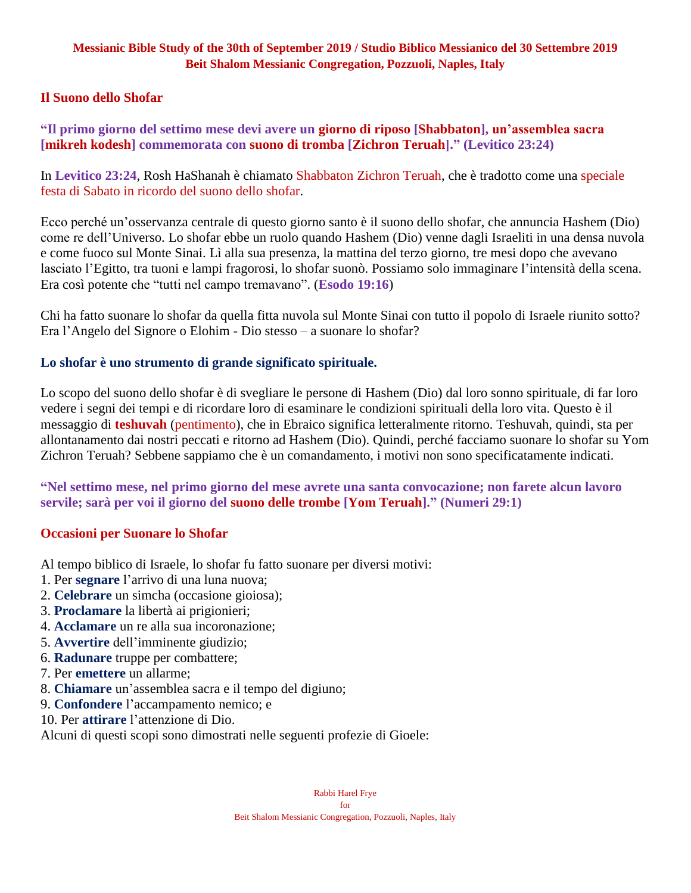## Il Suono dello Shofar

**"Il primo giorno del settimo mese devi avere un giorno di riposo [Shabbaton], un'assemblea sacra [mikreh kodesh] commemorata con suono di tromba [Zichron Teruah]." (Levitico 23:24)**

In **Levitico 23:24**, Rosh HaShanah è chiamato Shabbaton Zichron Teruah, che è tradotto come una speciale festa di Sabato in ricordo del suono dello shofar.

Ecco perché un'osservanza centrale di questo giorno santo è il suono dello shofar, che annuncia Hashem (Dio) come re dell'Universo. Lo shofar ebbe un ruolo quando Hashem (Dio) venne dagli Israeliti in una densa nuvola e come fuoco sul Monte Sinai. Lì alla sua presenza, la mattina del terzo giorno, tre mesi dopo che avevano lasciato l'Egitto, tra tuoni e lampi fragorosi, lo shofar suonò. Possiamo solo immaginare l'intensità della scena. Era così potente che "tutti nel campo tremavano". (**Esodo 19:16**)

Chi ha fatto suonare lo shofar da quella fitta nuvola sul Monte Sinai con tutto il popolo di Israele riunito sotto? Era l'Angelo del Signore o Elohim - Dio stesso – a suonare lo shofar?

### Lo shofar è uno strumento di grande significato spirituale.

Lo scopo del suono dello shofar è di svegliare le persone di Hashem (Dio) dal loro sonno spirituale, di far loro vedere i segni dei tempi e di ricordare loro di esaminare le condizioni spirituali della loro vita. Questo è il messaggio di **teshuvah** (pentimento), che in Ebraico significa letteralmente ritorno. Teshuvah, quindi, sta per allontanamento dai nostri peccati e ritorno ad Hashem (Dio). Quindi, perché facciamo suonare lo shofar su Yom Zichron Teruah? Sebbene sappiamo che è un comandamento, i motivi non sono specificatamente indicati.

**"Nel settimo mese, nel primo giorno del mese avrete una santa convocazione; non farete alcun lavoro servile; sarà per voi il giorno del suono delle trombe [Yom Teruah]." (Numeri 29:1)**

## Occasioni per Suonare lo Shofar

Al tempo biblico di Israele, lo shofar fu fatto suonare per diversi motivi:
1. Per **segnare** l'arrivo di una luna nuova;
2. **Celebrare** un simcha (occasione gioiosa);
3. **Proclamare** la libertà ai prigionieri;
4. **Acclamare** un re alla sua incoronazione;
5. **Avvertire** dell'imminente giudizio;
6. **Radunare** truppe per combattere;
7. Per **emettere** un allarme;
8. **Chiamare** un'assemblea sacra e il tempo del digiuno;
9. **Confondere** l'accampamento nemico; e
10. Per **attirare** l'attenzione di Dio.

Alcuni di questi scopi sono dimostrati nelle seguenti profezie di Gioele: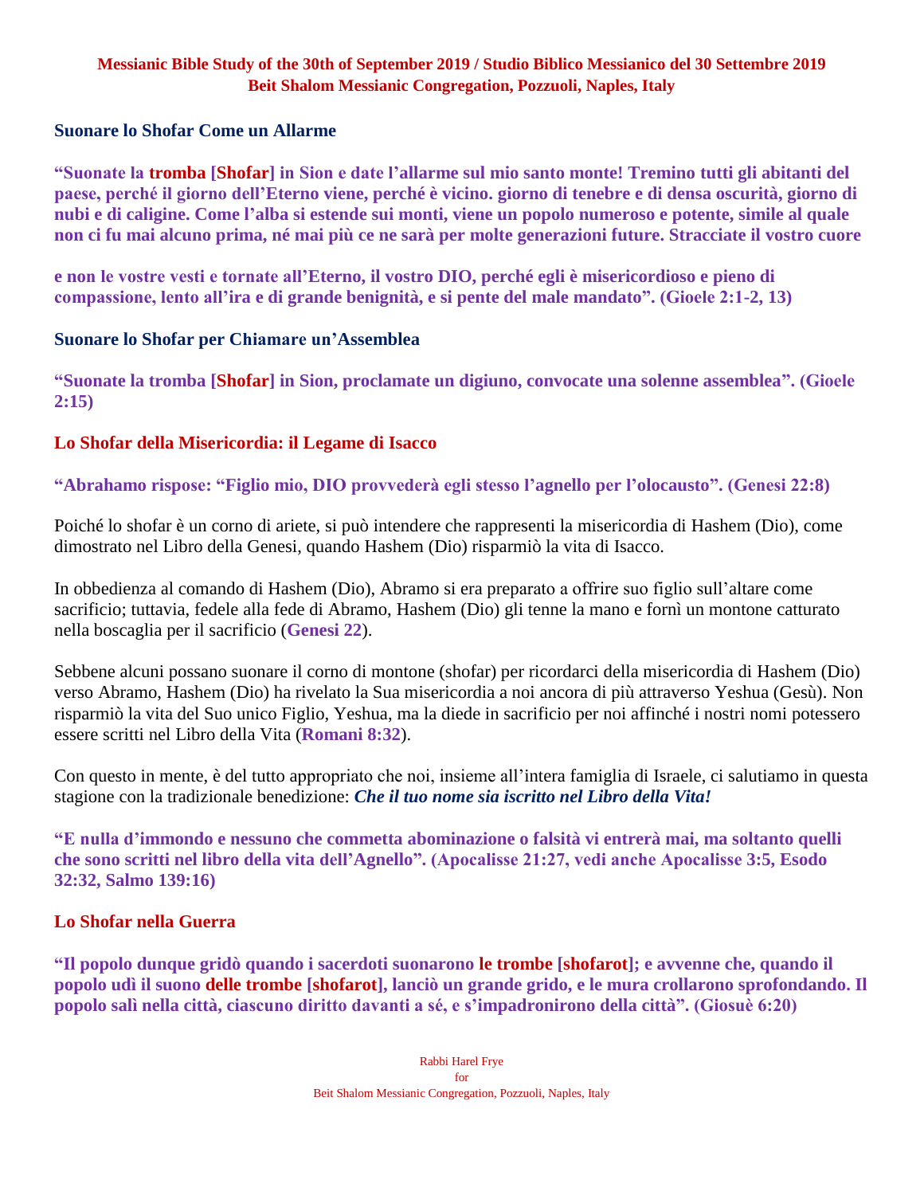**Messianic Bible Study of the 30th of September 2019 / Studio Biblico Messianico del 30 Settembre 2019**
**Beit Shalom Messianic Congregation, Pozzuoli, Naples, Italy**

## Suonare lo Shofar Come un Allarme

**"Suonate la tromba [Shofar] in Sion e date l'allarme sul mio santo monte! Tremino tutti gli abitanti del paese, perché il giorno dell'Eterno viene, perché è vicino. giorno di tenebre e di densa oscurità, giorno di nubi e di caligine. Come l'alba si estende sui monti, viene un popolo numeroso e potente, simile al quale non ci fu mai alcuno prima, né mai più ce ne sarà per molte generazioni future. Stracciate il vostro cuore**

**e non le vostre vesti e tornate all'Eterno, il vostro DIO, perché egli è misericordioso e pieno di compassione, lento all'ira e di grande benignità, e si pente del male mandato". (Gioele 2:1-2, 13)**

## Suonare lo Shofar per Chiamare un'Assemblea

**"Suonate la tromba [Shofar] in Sion, proclamate un digiuno, convocate una solenne assemblea". (Gioele 2:15)**

## Lo Shofar della Misericordia: il Legame di Isacco

**"Abrahamo rispose: "Figlio mio, DIO provvederà egli stesso l'agnello per l'olocausto". (Genesi 22:8)**

Poiché lo shofar è un corno di ariete, si può intendere che rappresenti la misericordia di Hashem (Dio), come dimostrato nel Libro della Genesi, quando Hashem (Dio) risparmiò la vita di Isacco.

In obbedienza al comando di Hashem (Dio), Abramo si era preparato a offrire suo figlio sull'altare come sacrificio; tuttavia, fedele alla fede di Abramo, Hashem (Dio) gli tenne la mano e fornì un montone catturato nella boscaglia per il sacrificio (**Genesi 22**).

Sebbene alcuni possano suonare il corno di montone (shofar) per ricordarci della misericordia di Hashem (Dio) verso Abramo, Hashem (Dio) ha rivelato la Sua misericordia a noi ancora di più attraverso Yeshua (Gesù). Non risparmiò la vita del Suo unico Figlio, Yeshua, ma la diede in sacrificio per noi affinché i nostri nomi potessero essere scritti nel Libro della Vita (**Romani 8:32**).

Con questo in mente, è del tutto appropriato che noi, insieme all'intera famiglia di Israele, ci salutiamo in questa stagione con la tradizionale benedizione: ***Che il tuo nome sia iscritto nel Libro della Vita!***

**"E nulla d'immondo e nessuno che commetta abominazione o falsità vi entrerà mai, ma soltanto quelli che sono scritti nel libro della vita dell'Agnello". (Apocalisse 21:27, vedi anche Apocalisse 3:5, Esodo 32:32, Salmo 139:16)**

## Lo Shofar nella Guerra

**"Il popolo dunque gridò quando i sacerdoti suonarono le trombe [shofarot]; e avvenne che, quando il popolo udì il suono delle trombe [shofarot], lanciò un grande grido, e le mura crollarono sprofondando. Il popolo salì nella città, ciascuno diritto davanti a sé, e s'impadronirono della città". (Giosuè 6:20)**

Rabbi Harel Frye
for
Beit Shalom Messianic Congregation, Pozzuoli, Naples, Italy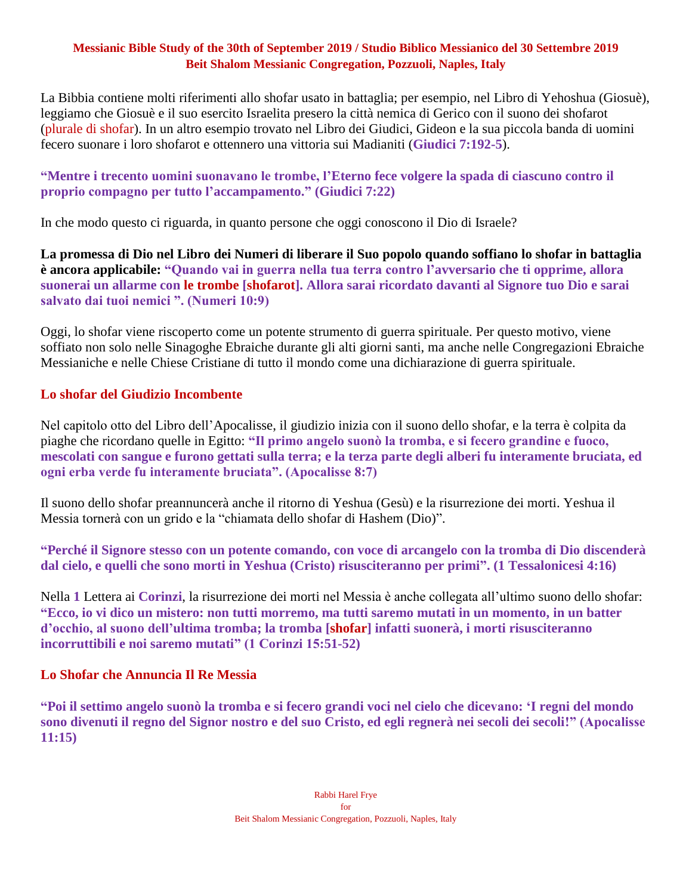**Messianic Bible Study of the 30th of September 2019 / Studio Biblico Messianico del 30 Settembre 2019**
**Beit Shalom Messianic Congregation, Pozzuoli, Naples, Italy**

La Bibbia contiene molti riferimenti allo shofar usato in battaglia; per esempio, nel Libro di Yehoshua (Giosuè), leggiamo che Giosuè e il suo esercito Israelita presero la città nemica di Gerico con il suono dei shofarot (plurale di shofar). In un altro esempio trovato nel Libro dei Giudici, Gideon e la sua piccola banda di uomini fecero suonare i loro shofarot e ottennero una vittoria sui Madianiti (**Giudici 7:192-5**).

**"Mentre i trecento uomini suonavano le trombe, l'Eterno fece volgere la spada di ciascuno contro il proprio compagno per tutto l'accampamento." (Giudici 7:22)**

In che modo questo ci riguarda, in quanto persone che oggi conoscono il Dio di Israele?

**La promessa di Dio nel Libro dei Numeri di liberare il Suo popolo quando soffiano lo shofar in battaglia è ancora applicabile: "Quando vai in guerra nella tua terra contro l'avversario che ti opprime, allora suonerai un allarme con le trombe [shofarot]. Allora sarai ricordato davanti al Signore tuo Dio e sarai salvato dai tuoi nemici ". (Numeri 10:9)**

Oggi, lo shofar viene riscoperto come un potente strumento di guerra spirituale. Per questo motivo, viene soffiato non solo nelle Sinagoghe Ebraiche durante gli alti giorni santi, ma anche nelle Congregazioni Ebraiche Messianiche e nelle Chiese Cristiane di tutto il mondo come una dichiarazione di guerra spirituale.

## Lo shofar del Giudizio Incombente

Nel capitolo otto del Libro dell'Apocalisse, il giudizio inizia con il suono dello shofar, e la terra è colpita da piaghe che ricordano quelle in Egitto: **"Il primo angelo suonò la tromba, e si fecero grandine e fuoco, mescolati con sangue e furono gettati sulla terra; e la terza parte degli alberi fu interamente bruciata, ed ogni erba verde fu interamente bruciata". (Apocalisse 8:7)**

Il suono dello shofar preannuncerà anche il ritorno di Yeshua (Gesù) e la risurrezione dei morti. Yeshua il Messia tornerà con un grido e la "chiamata dello shofar di Hashem (Dio)".

**"Perché il Signore stesso con un potente comando, con voce di arcangelo con la tromba di Dio discenderà dal cielo, e quelli che sono morti in Yeshua (Cristo) risusciteranno per primi". (1 Tessalonicesi 4:16)**

Nella **1** Lettera ai **Corinzi**, la risurrezione dei morti nel Messia è anche collegata all'ultimo suono dello shofar: **"Ecco, io vi dico un mistero: non tutti morremo, ma tutti saremo mutati in un momento, in un batter d'occhio, al suono dell'ultima tromba; la tromba [shofar] infatti suonerà, i morti risusciteranno incorruttibili e noi saremo mutati" (1 Corinzi 15:51-52)**

## Lo Shofar che Annuncia Il Re Messia

**"Poi il settimo angelo suonò la tromba e si fecero grandi voci nel cielo che dicevano: 'I regni del mondo sono divenuti il regno del Signor nostro e del suo Cristo, ed egli regnerà nei secoli dei secoli!" (Apocalisse 11:15)**

Rabbi Harel Frye
for
Beit Shalom Messianic Congregation, Pozzuoli, Naples, Italy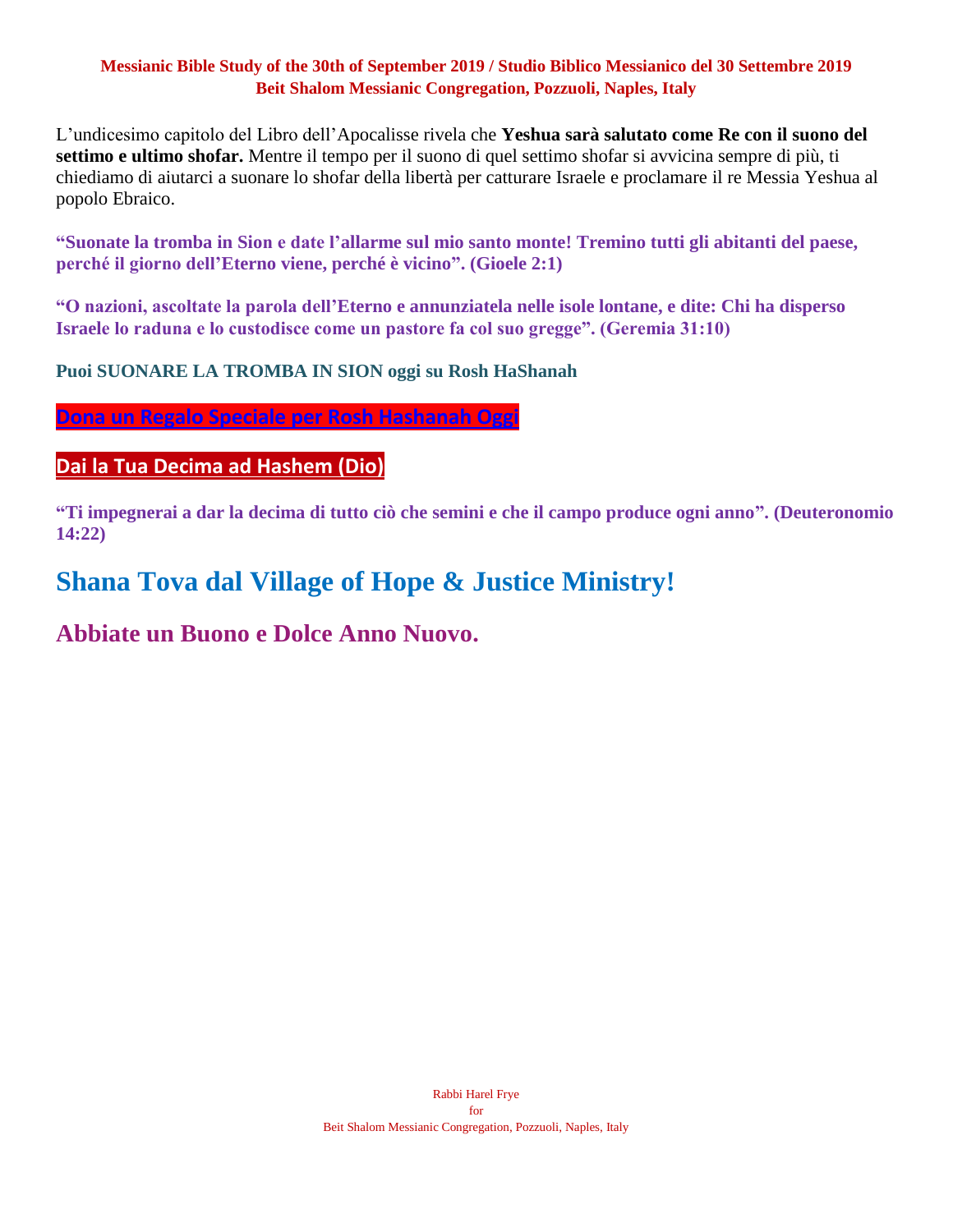**Messianic Bible Study of the 30th of September 2019 / Studio Biblico Messianico del 30 Settembre 2019**
**Beit Shalom Messianic Congregation, Pozzuoli, Naples, Italy**

L’undicesimo capitolo del Libro dell’Apocalisse rivela che **Yeshua sarà salutato come Re con il suono del settimo e ultimo shofar.** Mentre il tempo per il suono di quel settimo shofar si avvicina sempre di più, ti chiediamo di aiutarci a suonare lo shofar della libertà per catturare Israele e proclamare il re Messia Yeshua al popolo Ebraico.

**“Suonate la tromba in Sion e date l’allarme sul mio santo monte! Tremino tutti gli abitanti del paese, perché il giorno dell’Eterno viene, perché è vicino”. (Gioele 2:1)**

**“O nazioni, ascoltate la parola dell’Eterno e annunziatela nelle isole lontane, e dite: Chi ha disperso Israele lo raduna e lo custodisce come un pastore fa col suo gregge”. (Geremia 31:10)**

**Puoi SUONARE LA TROMBA IN SION oggi su Rosh HaShanah**

**Dona un Regalo Speciale per Rosh Hashanah Oggi**

**Dai la Tua Decima ad Hashem (Dio)**

**“Ti impegnerai a dar la decima di tutto ciò che semini e che il campo produce ogni anno”. (Deuteronomio 14:22)**

## Shana Tova dal Village of Hope & Justice Ministry!

### Abbiate un Buono e Dolce Anno Nuovo.

Rabbi Harel Frye
for
Beit Shalom Messianic Congregation, Pozzuoli, Naples, Italy